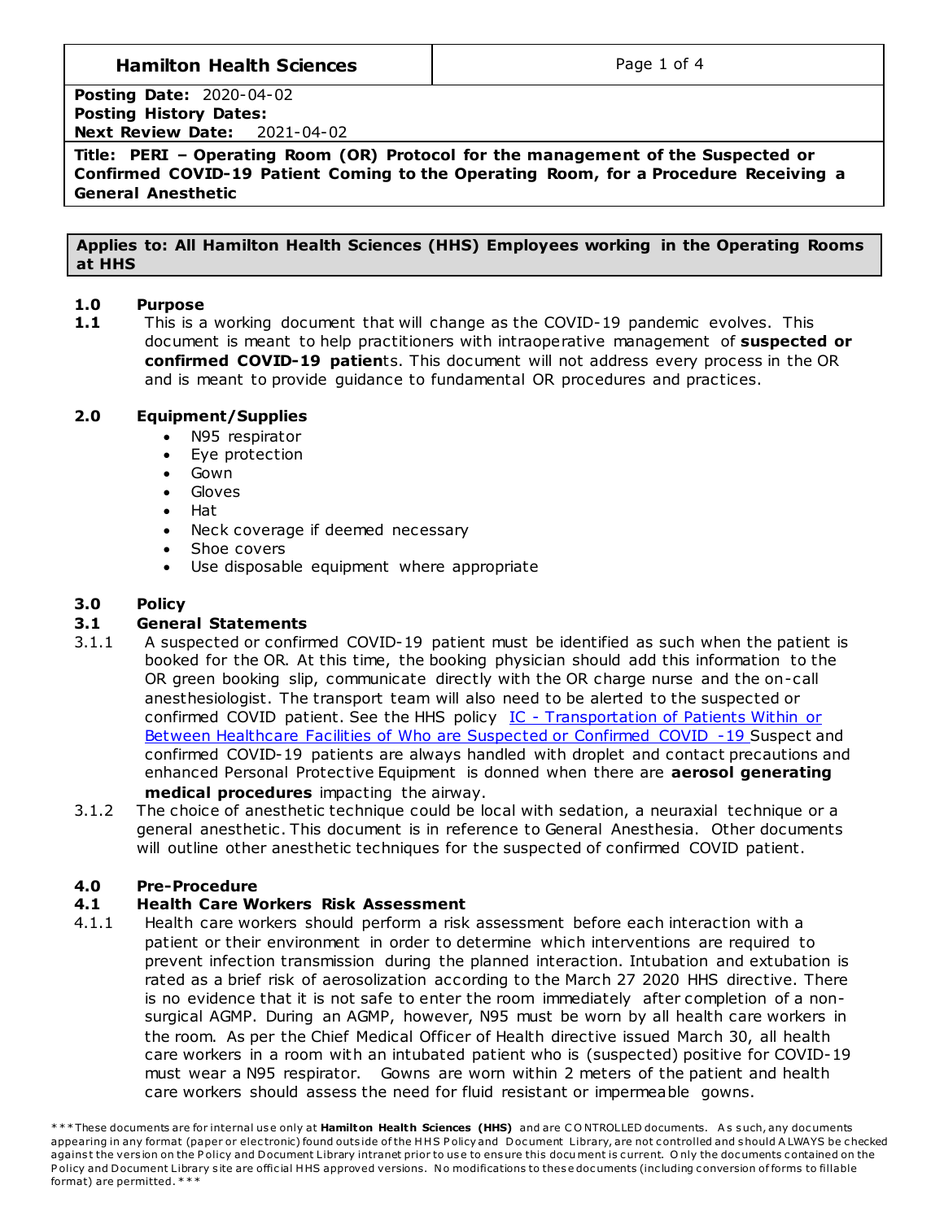**Hamilton Health Sciences**

**Posting Date:** 2020-04-02
**Posting History Dates:**
**Next Review Date:** 2021-04-02

**Title: PERI – Operating Room (OR) Protocol for the management of the Suspected or Confirmed COVID-19 Patient Coming to the Operating Room, for a Procedure Receiving a General Anesthetic**

**Applies to: All Hamilton Health Sciences (HHS) Employees working in the Operating Rooms at HHS**

## 1.0 Purpose

**1.1** This is a working document that will change as the COVID-19 pandemic evolves. This document is meant to help practitioners with intraoperative management of **suspected or confirmed COVID-19 patien**ts. This document will not address every process in the OR and is meant to provide guidance to fundamental OR procedures and practices.

## 2.0 Equipment/Supplies

- N95 respirator
- Eye protection
- Gown
- Gloves
- Hat
- Neck coverage if deemed necessary
- Shoe covers
- Use disposable equipment where appropriate

## 3.0 Policy

### 3.1 General Statements

3.1.1 A suspected or confirmed COVID-19 patient must be identified as such when the patient is booked for the OR. At this time, the booking physician should add this information to the OR green booking slip, communicate directly with the OR charge nurse and the on-call anesthesiologist. The transport team will also need to be alerted to the suspected or confirmed COVID patient. See the HHS policy IC - Transportation of Patients Within or Between Healthcare Facilities of Who are Suspected or Confirmed COVID -19 Suspect and confirmed COVID-19 patients are always handled with droplet and contact precautions and enhanced Personal Protective Equipment is donned when there are **aerosol generating medical procedures** impacting the airway.

3.1.2 The choice of anesthetic technique could be local with sedation, a neuraxial technique or a general anesthetic. This document is in reference to General Anesthesia. Other documents will outline other anesthetic techniques for the suspected of confirmed COVID patient.

## 4.0 Pre-Procedure

### 4.1 Health Care Workers Risk Assessment

4.1.1 Health care workers should perform a risk assessment before each interaction with a patient or their environment in order to determine which interventions are required to prevent infection transmission during the planned interaction. Intubation and extubation is rated as a brief risk of aerosolization according to the March 27 2020 HHS directive. There is no evidence that it is not safe to enter the room immediately after completion of a non-surgical AGMP. During an AGMP, however, N95 must be worn by all health care workers in the room. As per the Chief Medical Officer of Health directive issued March 30, all health care workers in a room with an intubated patient who is (suspected) positive for COVID-19 must wear a N95 respirator. Gowns are worn within 2 meters of the patient and health care workers should assess the need for fluid resistant or impermeable gowns.

***These documents are for internal use only at **Hamilton Health Sciences (HHS)** and are CONTROLLED documents. As such, any documents appearing in any format (paper or electronic) found outside of the HHS Policy and Document Library, are not controlled and should ALWAYS be checked against the version on the Policy and Document Library intranet prior to use to ensure this document is current. Only the documents contained on the Policy and Document Library site are official HHS approved versions. No modifications to these documents (including conversion of forms to fillable format) are permitted.***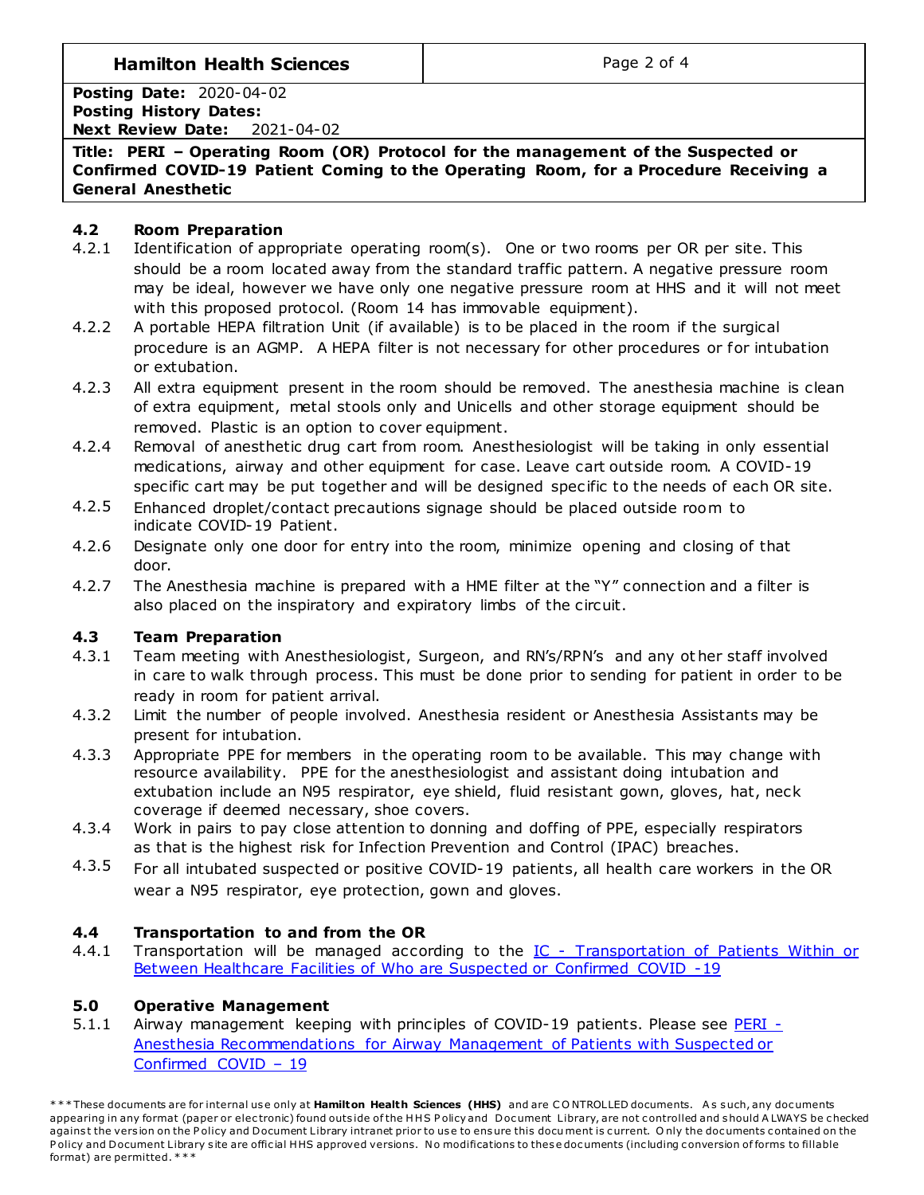## 4.2 Room Preparation

4.2.1 Identification of appropriate operating room(s). One or two rooms per OR per site. This should be a room located away from the standard traffic pattern. A negative pressure room may be ideal, however we have only one negative pressure room at HHS and it will not meet with this proposed protocol. (Room 14 has immovable equipment).

4.2.2 A portable HEPA filtration Unit (if available) is to be placed in the room if the surgical procedure is an AGMP. A HEPA filter is not necessary for other procedures or for intubation or extubation.

4.2.3 All extra equipment present in the room should be removed. The anesthesia machine is clean of extra equipment, metal stools only and Unicells and other storage equipment should be removed. Plastic is an option to cover equipment.

4.2.4 Removal of anesthetic drug cart from room. Anesthesiologist will be taking in only essential medications, airway and other equipment for case. Leave cart outside room. A COVID-19 specific cart may be put together and will be designed specific to the needs of each OR site.

4.2.5 Enhanced droplet/contact precautions signage should be placed outside room to indicate COVID-19 Patient.

4.2.6 Designate only one door for entry into the room, minimize opening and closing of that door.

4.2.7 The Anesthesia machine is prepared with a HME filter at the "Y" connection and a filter is also placed on the inspiratory and expiratory limbs of the circuit.

## 4.3 Team Preparation

4.3.1 Team meeting with Anesthesiologist, Surgeon, and RN's/RPN's and any other staff involved in care to walk through process. This must be done prior to sending for patient in order to be ready in room for patient arrival.

4.3.2 Limit the number of people involved. Anesthesia resident or Anesthesia Assistants may be present for intubation.

4.3.3 Appropriate PPE for members in the operating room to be available. This may change with resource availability. PPE for the anesthesiologist and assistant doing intubation and extubation include an N95 respirator, eye shield, fluid resistant gown, gloves, hat, neck coverage if deemed necessary, shoe covers.

4.3.4 Work in pairs to pay close attention to donning and doffing of PPE, especially respirators as that is the highest risk for Infection Prevention and Control (IPAC) breaches.

4.3.5 For all intubated suspected or positive COVID-19 patients, all health care workers in the OR wear a N95 respirator, eye protection, gown and gloves.

## 4.4 Transportation to and from the OR

4.4.1 Transportation will be managed according to the IC - Transportation of Patients Within or Between Healthcare Facilities of Who are Suspected or Confirmed COVID -19

## 5.0 Operative Management

5.1.1 Airway management keeping with principles of COVID-19 patients. Please see PERI - Anesthesia Recommendations for Airway Management of Patients with Suspected or Confirmed COVID – 19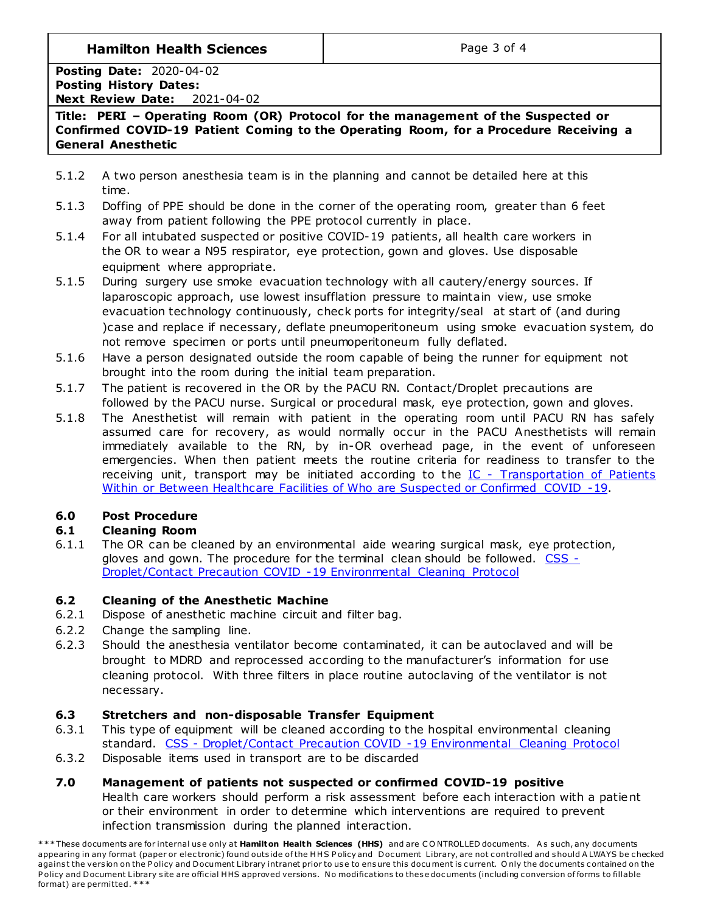5.1.2 A two person anesthesia team is in the planning and cannot be detailed here at this time.

5.1.3 Doffing of PPE should be done in the corner of the operating room, greater than 6 feet away from patient following the PPE protocol currently in place.

5.1.4 For all intubated suspected or positive COVID-19 patients, all health care workers in the OR to wear a N95 respirator, eye protection, gown and gloves. Use disposable equipment where appropriate.

5.1.5 During surgery use smoke evacuation technology with all cautery/energy sources. If laparoscopic approach, use lowest insufflation pressure to maintain view, use smoke evacuation technology continuously, check ports for integrity/seal at start of (and during )case and replace if necessary, deflate pneumoperitoneum using smoke evacuation system, do not remove specimen or ports until pneumoperitoneum fully deflated.

5.1.6 Have a person designated outside the room capable of being the runner for equipment not brought into the room during the initial team preparation.

5.1.7 The patient is recovered in the OR by the PACU RN. Contact/Droplet precautions are followed by the PACU nurse. Surgical or procedural mask, eye protection, gown and gloves.

5.1.8 The Anesthetist will remain with patient in the operating room until PACU RN has safely assumed care for recovery, as would normally occur in the PACU Anesthetists will remain immediately available to the RN, by in-OR overhead page, in the event of unforeseen emergencies. When then patient meets the routine criteria for readiness to transfer to the receiving unit, transport may be initiated according to the IC - Transportation of Patients Within or Between Healthcare Facilities of Who are Suspected or Confirmed COVID -19.

## 6.0 Post Procedure

### 6.1 Cleaning Room

6.1.1 The OR can be cleaned by an environmental aide wearing surgical mask, eye protection, gloves and gown. The procedure for the terminal clean should be followed. CSS - Droplet/Contact Precaution COVID -19 Environmental Cleaning Protocol

### 6.2 Cleaning of the Anesthetic Machine

6.2.1 Dispose of anesthetic machine circuit and filter bag.

6.2.2 Change the sampling line.

6.2.3 Should the anesthesia ventilator become contaminated, it can be autoclaved and will be brought to MDRD and reprocessed according to the manufacturer's information for use cleaning protocol. With three filters in place routine autoclaving of the ventilator is not necessary.

### 6.3 Stretchers and non-disposable Transfer Equipment

6.3.1 This type of equipment will be cleaned according to the hospital environmental cleaning standard. CSS - Droplet/Contact Precaution COVID -19 Environmental Cleaning Protocol

6.3.2 Disposable items used in transport are to be discarded

## 7.0 Management of patients not suspected or confirmed COVID-19 positive

Health care workers should perform a risk assessment before each interaction with a patient or their environment in order to determine which interventions are required to prevent infection transmission during the planned interaction.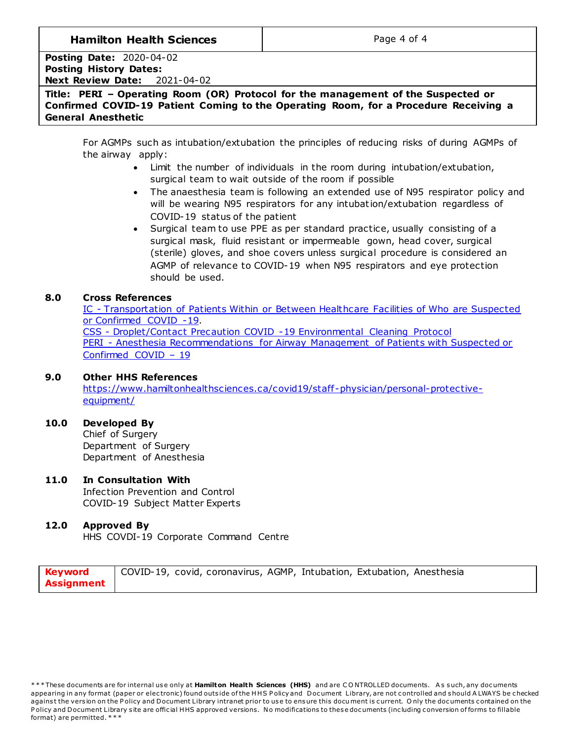For AGMPs such as intubation/extubation the principles of reducing risks of during AGMPs of the airway apply:

- Limit the number of individuals in the room during intubation/extubation, surgical team to wait outside of the room if possible
- The anaesthesia team is following an extended use of N95 respirator policy and will be wearing N95 respirators for any intubation/extubation regardless of COVID-19 status of the patient
- Surgical team to use PPE as per standard practice, usually consisting of a surgical mask, fluid resistant or impermeable gown, head cover, surgical (sterile) gloves, and shoe covers unless surgical procedure is considered an AGMP of relevance to COVID-19 when N95 respirators and eye protection should be used.

## 8.0 Cross References

IC - Transportation of Patients Within or Between Healthcare Facilities of Who are Suspected or Confirmed COVID -19.
CSS - Droplet/Contact Precaution COVID -19 Environmental Cleaning Protocol
PERI - Anesthesia Recommendations for Airway Management of Patients with Suspected or Confirmed COVID – 19

## 9.0 Other HHS References

https://www.hamiltonhealthsciences.ca/covid19/staff-physician/personal-protective-equipment/

## 10.0 Developed By

Chief of Surgery
Department of Surgery
Department of Anesthesia

## 11.0 In Consultation With

Infection Prevention and Control
COVID-19 Subject Matter Experts

## 12.0 Approved By

HHS COVDI-19 Corporate Command Centre

| | |
|---|---|
| **Keyword Assignment** | COVID-19, covid, coronavirus, AGMP, Intubation, Extubation, Anesthesia |

***These documents are for internal use only at **Hamilton Health Sciences (HHS)** and are CONTROLLED documents. As such, any documents appearing in any format (paper or electronic) found outside of the HHS Policy and Document Library, are not controlled and should ALWAYS be checked against the version on the Policy and Document Library intranet prior to use to ensure this document is current. Only the documents contained on the Policy and Document Library site are official HHS approved versions. No modifications to these documents (including conversion of forms to fillable format) are permitted.***